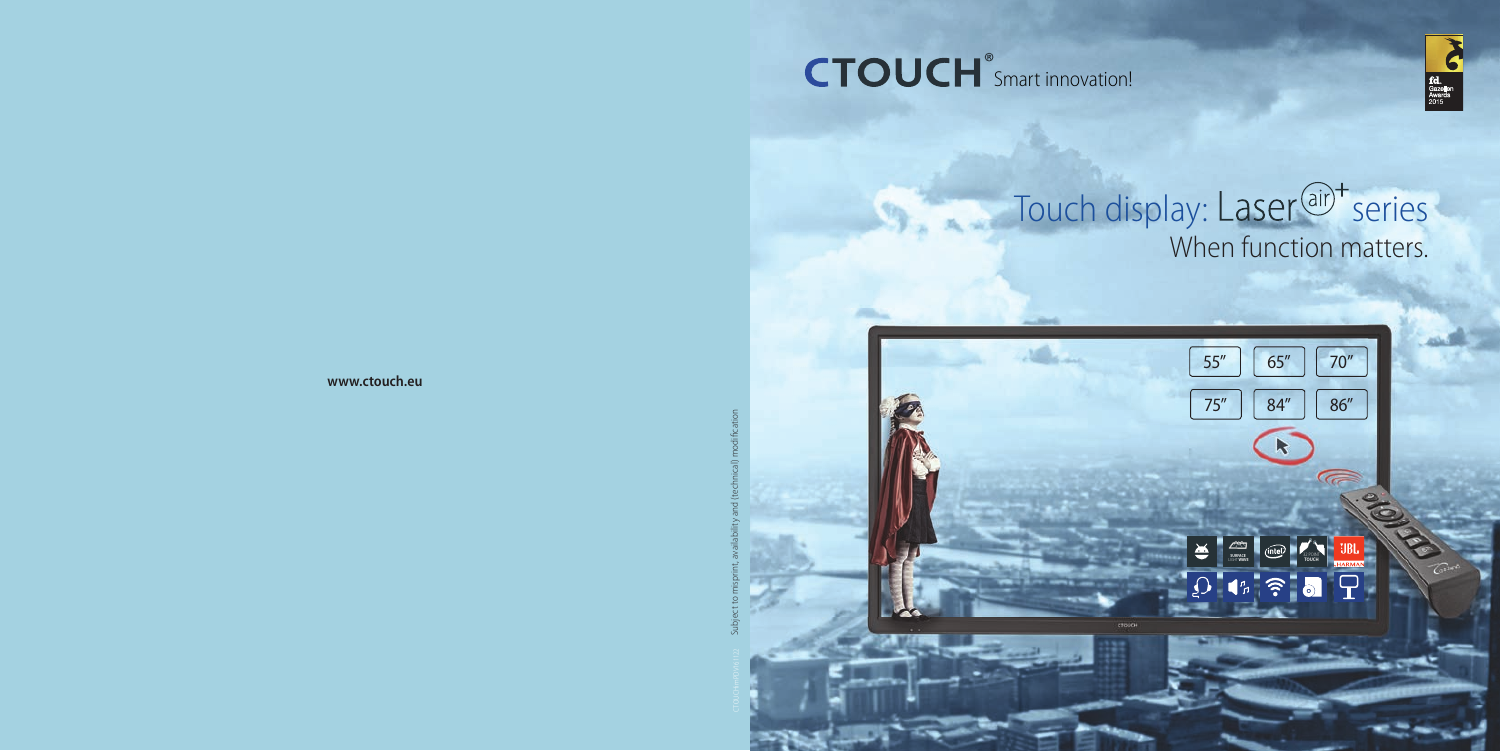www.ctouch.eu

Subject to misprint, availability and (technical) modification

# CTOUCH® Smart innovation!

## Touch display: Laser air+ series

When function matters.

55″ 65″ 70″

75″ 84″ 86″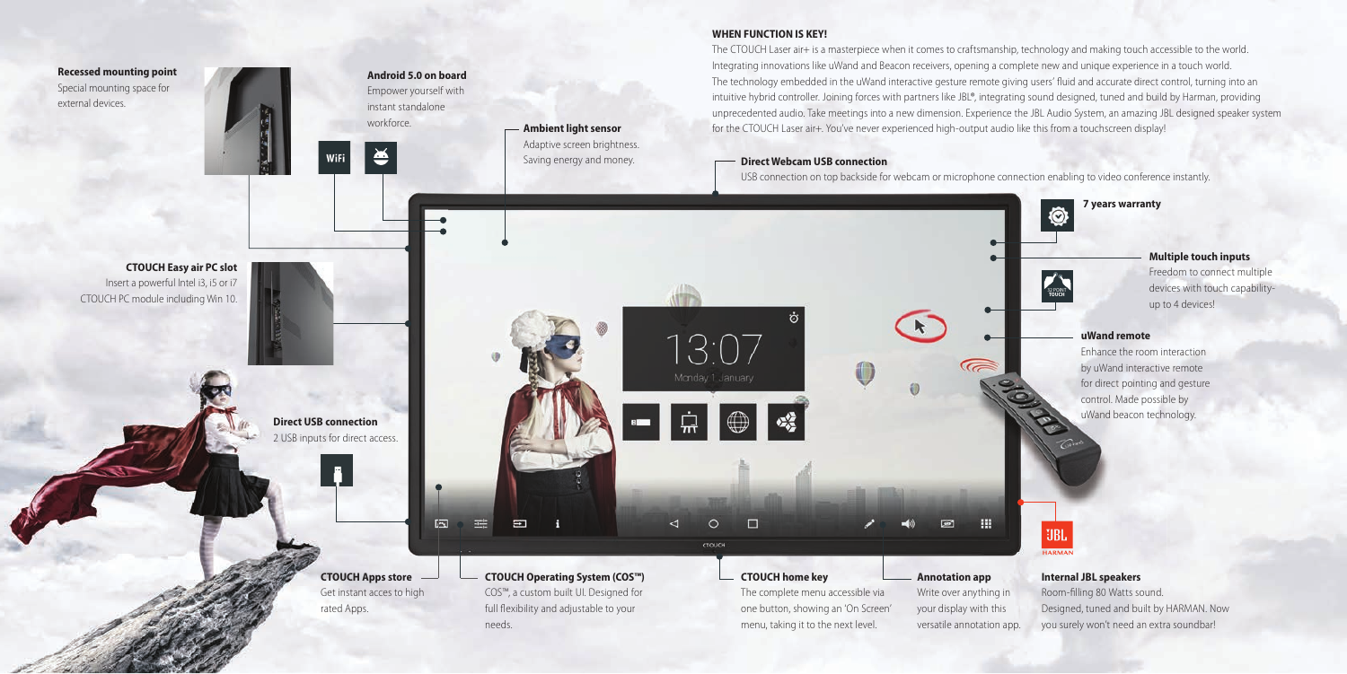## WHEN FUNCTION IS KEY!

The CTOUCH Laser air+ is a masterpiece when it comes to craftsmanship, technology and making touch accessible to the world. Integrating innovations like uWand and Beacon receivers, opening a complete new and unique experience in a touch world. The technology embedded in the uWand interactive gesture remote giving users' fluid and accurate direct control, turning into an intuitive hybrid controller. Joining forces with partners like JBL®, integrating sound designed, tuned and build by Harman, providing unprecedented audio. Take meetings into a new dimension. Experience the JBL Audio System, an amazing JBL designed speaker system for the CTOUCH Laser air+. You've never experienced high-output audio like this from a touchscreen display!

**Recessed mounting point**
Special mounting space for external devices.

**Android 5.0 on board**
Empower yourself with instant standalone workforce.

**Ambient light sensor**
Adaptive screen brightness. Saving energy and money.

**Direct Webcam USB connection**
USB connection on top backside for webcam or microphone connection enabling to video conference instantly.

**7 years warranty**

**Multiple touch inputs**
Freedom to connect multiple devices with touch capability- up to 4 devices!

**uWand remote**
Enhance the room interaction by uWand interactive remote for direct pointing and gesture control. Made possible by uWand beacon technology.

**CTOUCH Easy air PC slot**
Insert a powerful Intel i3, i5 or i7 CTOUCH PC module including Win 10.

**Direct USB connection**
2 USB inputs for direct access.

**CTOUCH Apps store**
Get instant acces to high rated Apps.

**CTOUCH Operating System (COS™)**
COS™, a custom built UI. Designed for full flexibility and adjustable to your needs.

**CTOUCH home key**
The complete menu accessible via one button, showing an 'On Screen' menu, taking it to the next level.

**Annotation app**
Write over anything in your display with this versatile annotation app.

**Internal JBL speakers**
Room-filling 80 Watts sound. Designed, tuned and built by HARMAN. Now you surely won't need an extra soundbar!